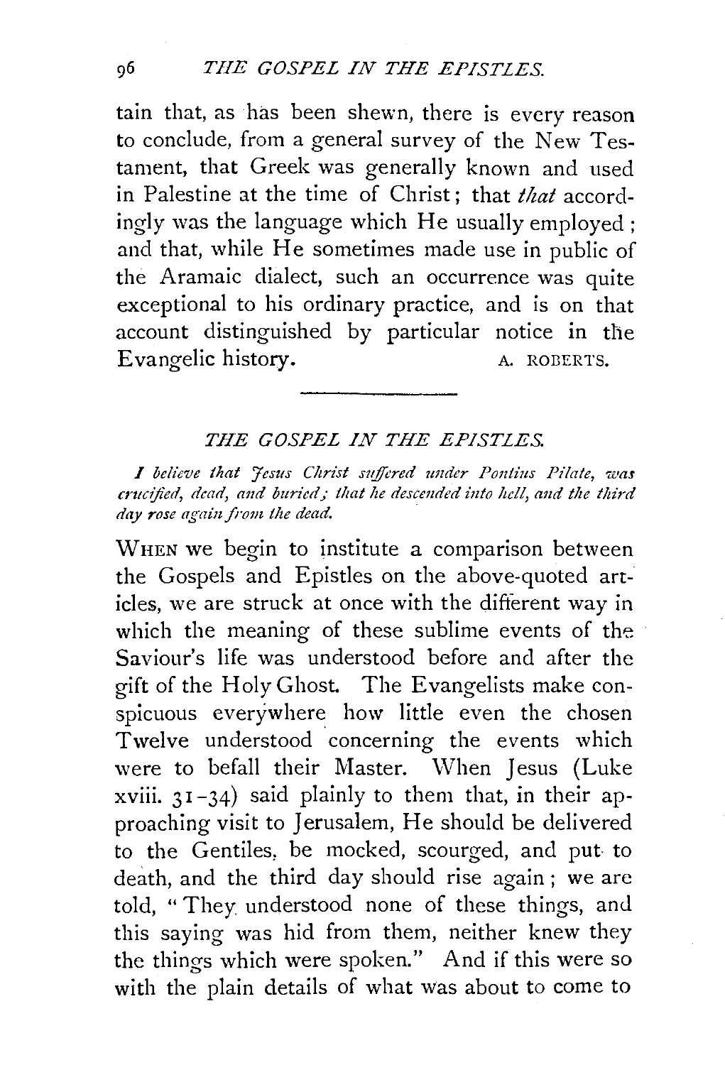tain that, as has been shewn, there is every reason to conclude, from a general survey of the New Testament, that Greek was generally known and used in Palestine at the time of Christ; that *that* accordingly was the language which He usually employed; and that, while He sometimes made use in public of the Aramaic dialect, such an occurrence was quite exceptional to his ordinary practice, and is on that account distinguished by particular notice in the Evangelic history.

A. ROBERTS.

---

## THE GOSPEL IN THE EPISTLES.

*I believe that Jesus Christ suffered under Pontius Pilate, was crucified, dead, and buried; that he descended into hell, and the third day rose again from the dead.*

WHEN we begin to institute a comparison between the Gospels and Epistles on the above-quoted articles, we are struck at once with the different way in which the meaning of these sublime events of the Saviour's life was understood before and after the gift of the Holy Ghost. The Evangelists make conspicuous everywhere how little even the chosen Twelve understood concerning the events which were to befall their Master. When Jesus (Luke xviii. 31–34) said plainly to them that, in their approaching visit to Jerusalem, He should be delivered to the Gentiles, be mocked, scourged, and put to death, and the third day should rise again; we are told, "They understood none of these things, and this saying was hid from them, neither knew they the things which were spoken." And if this were so with the plain details of what was about to come to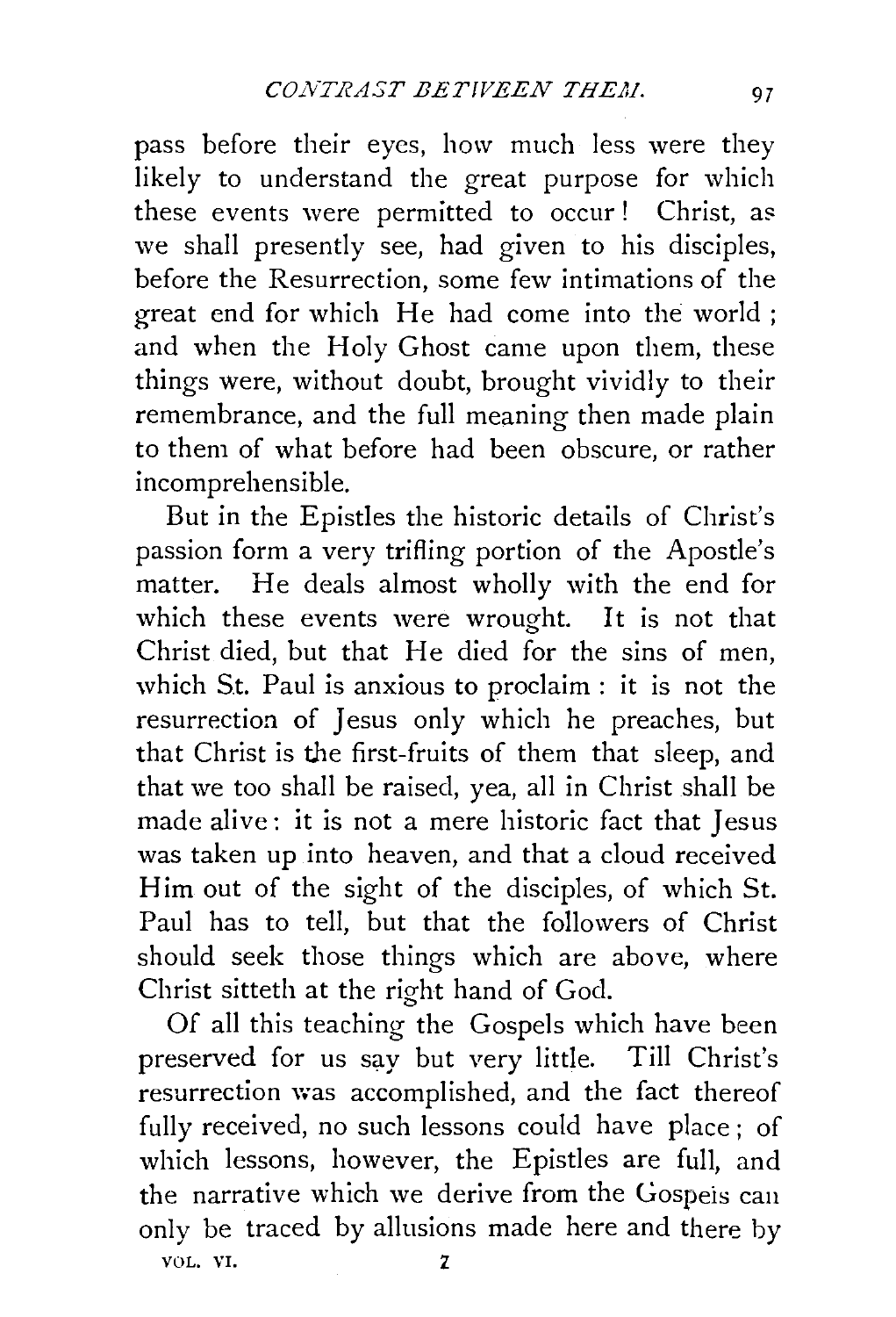pass before their eyes, how much less were they likely to understand the great purpose for which these events were permitted to occur! Christ, as we shall presently see, had given to his disciples, before the Resurrection, some few intimations of the great end for which He had come into the world; and when the Holy Ghost came upon them, these things were, without doubt, brought vividly to their remembrance, and the full meaning then made plain to them of what before had been obscure, or rather incomprehensible.

But in the Epistles the historic details of Christ's passion form a very trifling portion of the Apostle's matter. He deals almost wholly with the end for which these events were wrought. It is not that Christ died, but that He died for the sins of men, which St. Paul is anxious to proclaim: it is not the resurrection of Jesus only which he preaches, but that Christ is the first-fruits of them that sleep, and that we too shall be raised, yea, all in Christ shall be made alive: it is not a mere historic fact that Jesus was taken up into heaven, and that a cloud received Him out of the sight of the disciples, of which St. Paul has to tell, but that the followers of Christ should seek those things which are above, where Christ sitteth at the right hand of God.

Of all this teaching the Gospels which have been preserved for us say but very little. Till Christ's resurrection was accomplished, and the fact thereof fully received, no such lessons could have place; of which lessons, however, the Epistles are full, and the narrative which we derive from the Gospels can only be traced by allusions made here and there by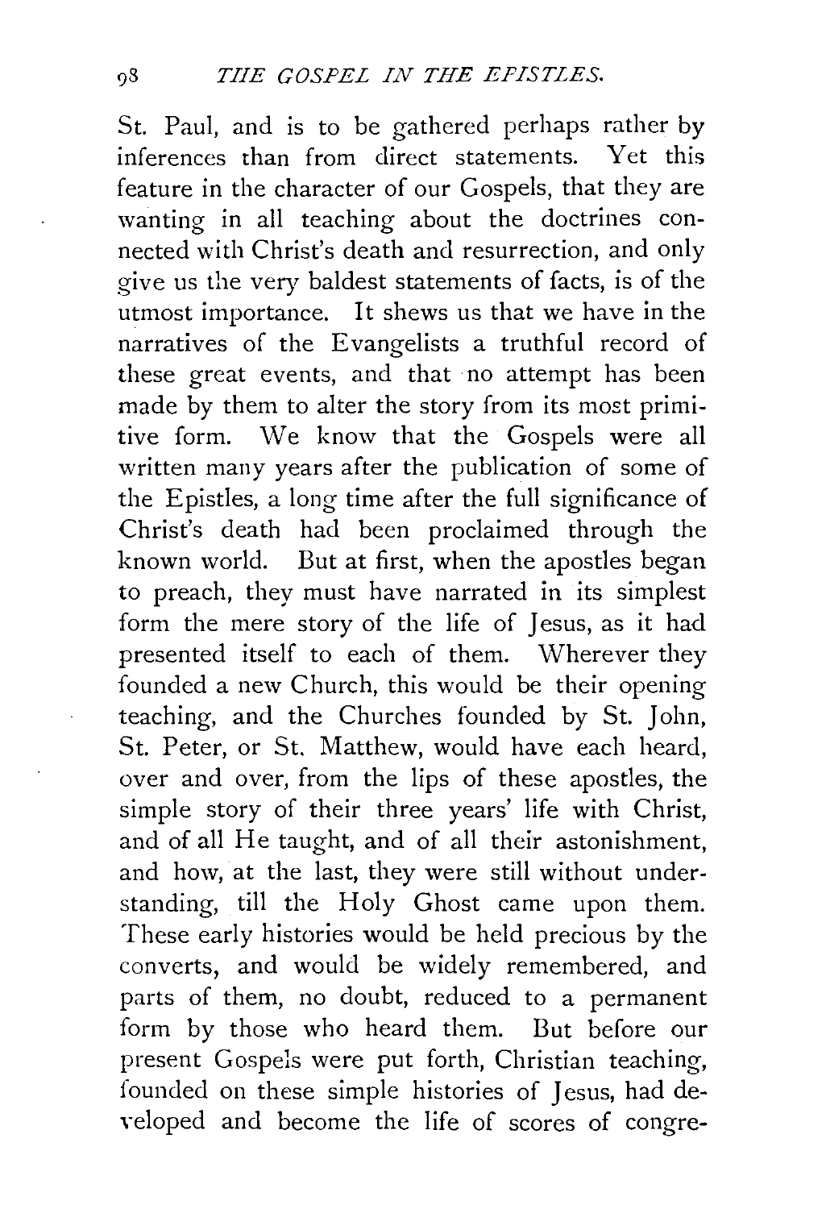St. Paul, and is to be gathered perhaps rather by inferences than from direct statements. Yet this feature in the character of our Gospels, that they are wanting in all teaching about the doctrines connected with Christ's death and resurrection, and only give us the very baldest statements of facts, is of the utmost importance. It shews us that we have in the narratives of the Evangelists a truthful record of these great events, and that no attempt has been made by them to alter the story from its most primitive form. We know that the Gospels were all written many years after the publication of some of the Epistles, a long time after the full significance of Christ's death had been proclaimed through the known world. But at first, when the apostles began to preach, they must have narrated in its simplest form the mere story of the life of Jesus, as it had presented itself to each of them. Wherever they founded a new Church, this would be their opening teaching, and the Churches founded by St. John, St. Peter, or St. Matthew, would have each heard, over and over, from the lips of these apostles, the simple story of their three years' life with Christ, and of all He taught, and of all their astonishment, and how, at the last, they were still without understanding, till the Holy Ghost came upon them. These early histories would be held precious by the converts, and would be widely remembered, and parts of them, no doubt, reduced to a permanent form by those who heard them. But before our present Gospels were put forth, Christian teaching, founded on these simple histories of Jesus, had developed and become the life of scores of congre-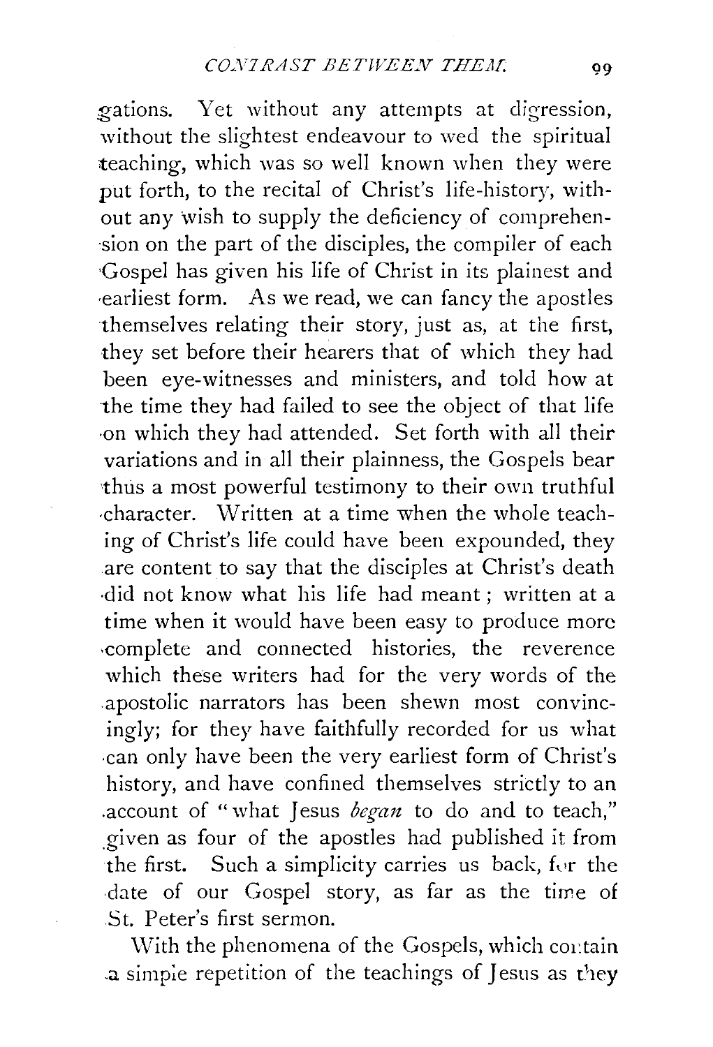gations. Yet without any attempts at digression, without the slightest endeavour to wed the spiritual teaching, which was so well known when they were put forth, to the recital of Christ's life-history, without any wish to supply the deficiency of comprehension on the part of the disciples, the compiler of each Gospel has given his life of Christ in its plainest and earliest form. As we read, we can fancy the apostles themselves relating their story, just as, at the first, they set before their hearers that of which they had been eye-witnesses and ministers, and told how at the time they had failed to see the object of that life on which they had attended. Set forth with all their variations and in all their plainness, the Gospels bear thus a most powerful testimony to their own truthful character. Written at a time when the whole teaching of Christ's life could have been expounded, they are content to say that the disciples at Christ's death did not know what his life had meant; written at a time when it would have been easy to produce more complete and connected histories, the reverence which these writers had for the very words of the apostolic narrators has been shewn most convincingly; for they have faithfully recorded for us what can only have been the very earliest form of Christ's history, and have confined themselves strictly to an account of "what Jesus *began* to do and to teach," given as four of the apostles had published it from the first. Such a simplicity carries us back, for the date of our Gospel story, as far as the time of St. Peter's first sermon.

With the phenomena of the Gospels, which contain a simple repetition of the teachings of Jesus as they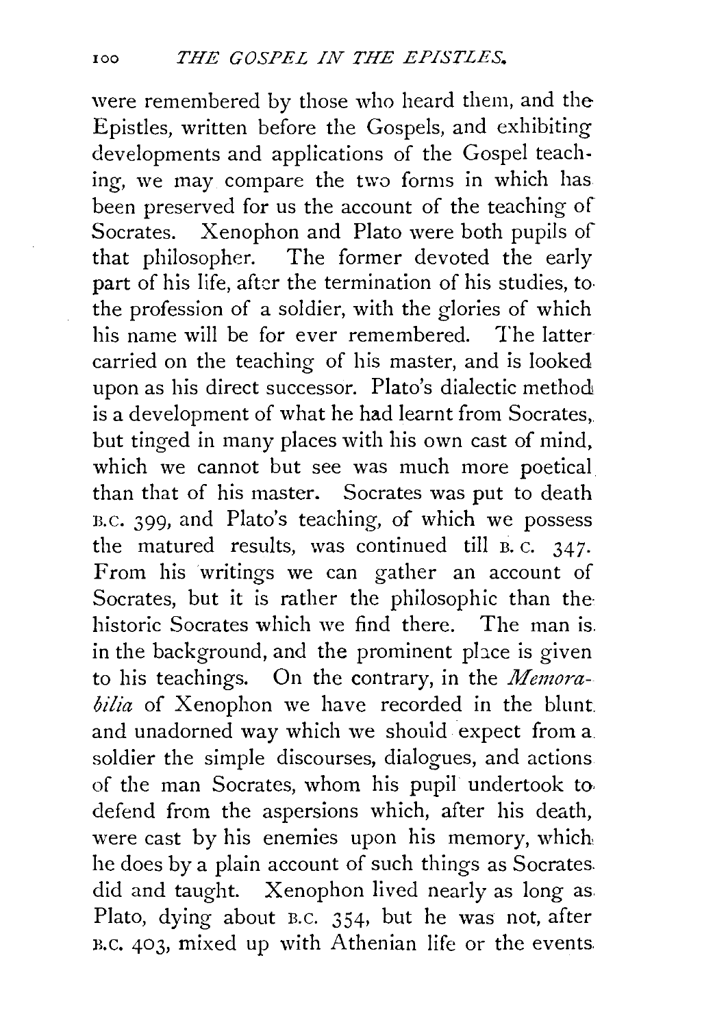were remembered by those who heard them, and the Epistles, written before the Gospels, and exhibiting developments and applications of the Gospel teaching, we may compare the two forms in which has been preserved for us the account of the teaching of Socrates. Xenophon and Plato were both pupils of that philosopher. The former devoted the early part of his life, after the termination of his studies, to the profession of a soldier, with the glories of which his name will be for ever remembered. The latter carried on the teaching of his master, and is looked upon as his direct successor. Plato's dialectic method is a development of what he had learnt from Socrates, but tinged in many places with his own cast of mind, which we cannot but see was much more poetical than that of his master. Socrates was put to death B.C. 399, and Plato's teaching, of which we possess the matured results, was continued till B.C. 347. From his writings we can gather an account of Socrates, but it is rather the philosophic than the historic Socrates which we find there. The man is in the background, and the prominent place is given to his teachings. On the contrary, in the *Memorabilia* of Xenophon we have recorded in the blunt and unadorned way which we should expect from a soldier the simple discourses, dialogues, and actions of the man Socrates, whom his pupil undertook to defend from the aspersions which, after his death, were cast by his enemies upon his memory, which he does by a plain account of such things as Socrates did and taught. Xenophon lived nearly as long as Plato, dying about B.C. 354, but he was not, after B.C. 403, mixed up with Athenian life or the events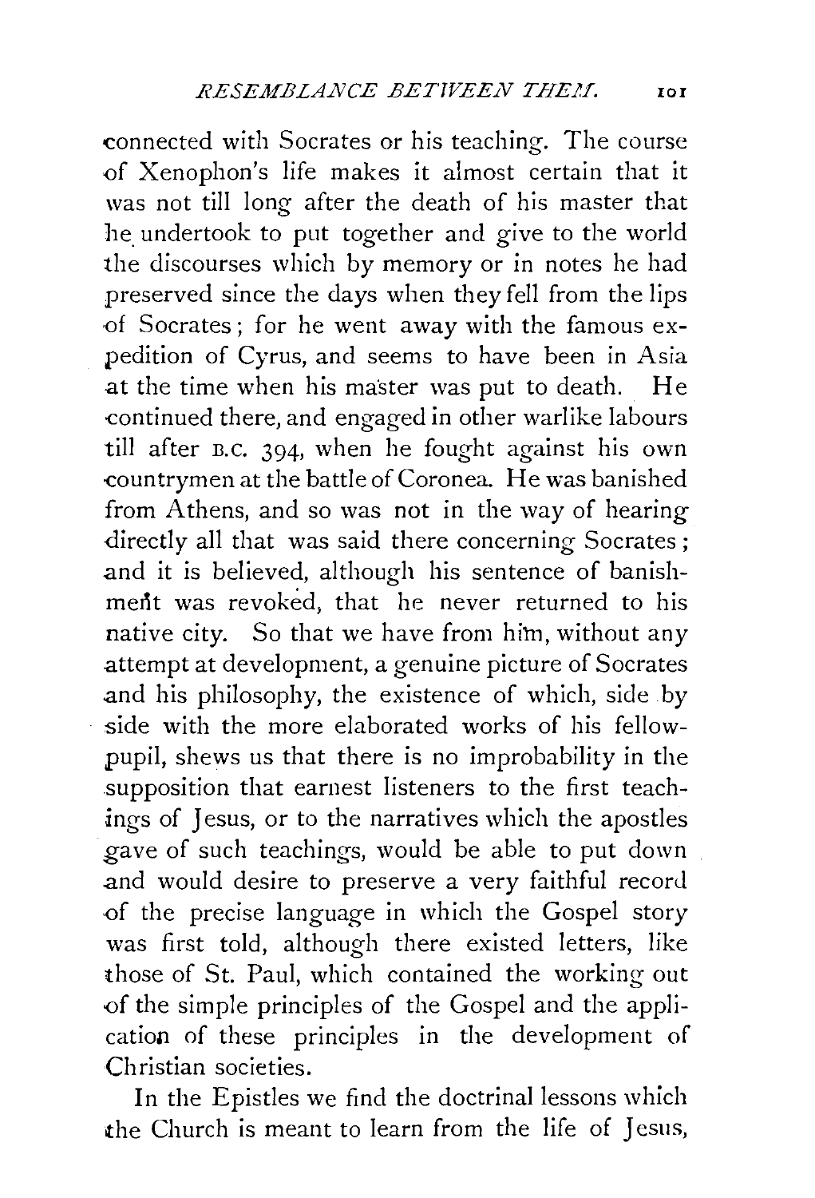connected with Socrates or his teaching. The course of Xenophon's life makes it almost certain that it was not till long after the death of his master that he undertook to put together and give to the world the discourses which by memory or in notes he had preserved since the days when they fell from the lips of Socrates; for he went away with the famous expedition of Cyrus, and seems to have been in Asia at the time when his master was put to death. He continued there, and engaged in other warlike labours till after B.C. 394, when he fought against his own countrymen at the battle of Coronea. He was banished from Athens, and so was not in the way of hearing directly all that was said there concerning Socrates; and it is believed, although his sentence of banishment was revoked, that he never returned to his native city. So that we have from him, without any attempt at development, a genuine picture of Socrates and his philosophy, the existence of which, side by side with the more elaborated works of his fellow-pupil, shews us that there is no improbability in the supposition that earnest listeners to the first teachings of Jesus, or to the narratives which the apostles gave of such teachings, would be able to put down and would desire to preserve a very faithful record of the precise language in which the Gospel story was first told, although there existed letters, like those of St. Paul, which contained the working out of the simple principles of the Gospel and the application of these principles in the development of Christian societies.

In the Epistles we find the doctrinal lessons which the Church is meant to learn from the life of Jesus,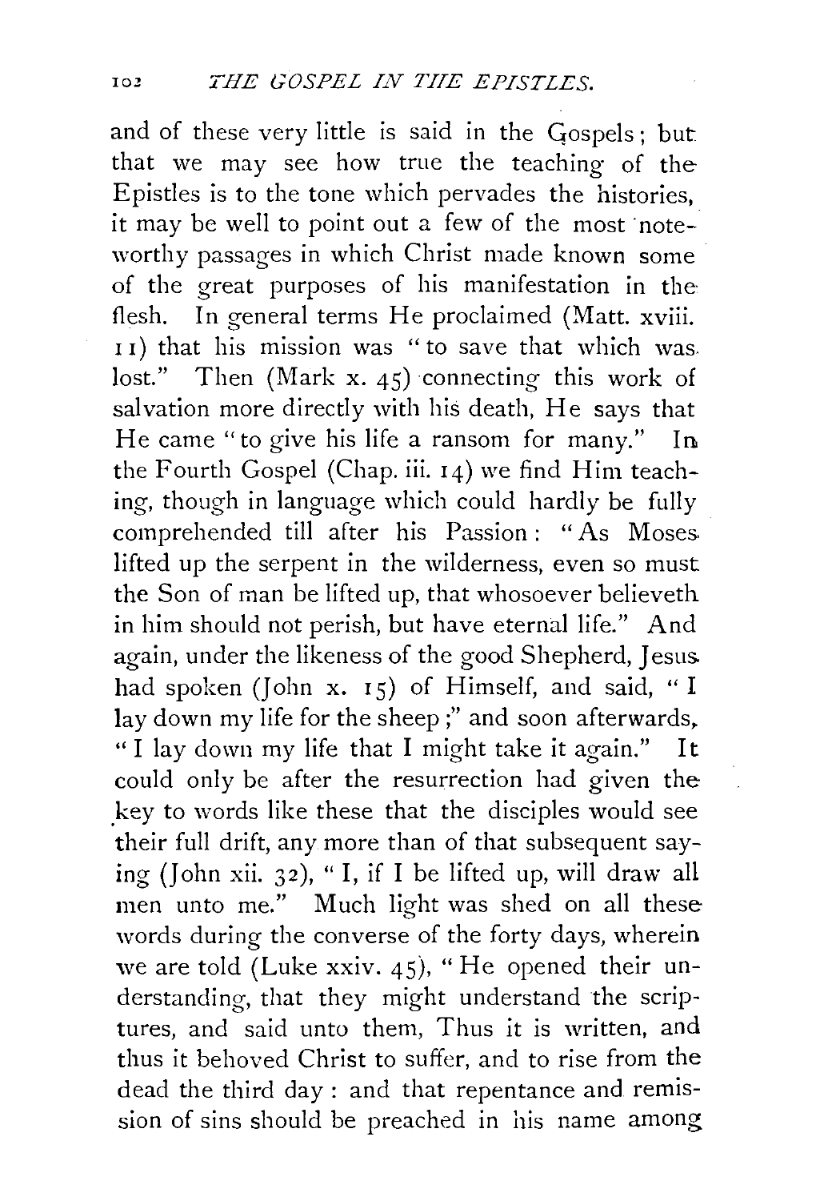and of these very little is said in the Gospels; but that we may see how true the teaching of the Epistles is to the tone which pervades the histories, it may be well to point out a few of the most noteworthy passages in which Christ made known some of the great purposes of his manifestation in the flesh. In general terms He proclaimed (Matt. xviii. 11) that his mission was "to save that which was lost." Then (Mark x. 45) connecting this work of salvation more directly with his death, He says that He came "to give his life a ransom for many." In the Fourth Gospel (Chap. iii. 14) we find Him teaching, though in language which could hardly be fully comprehended till after his Passion: "As Moses lifted up the serpent in the wilderness, even so must the Son of man be lifted up, that whosoever believeth in him should not perish, but have eternal life." And again, under the likeness of the good Shepherd, Jesus had spoken (John x. 15) of Himself, and said, "I lay down my life for the sheep;" and soon afterwards, "I lay down my life that I might take it again." It could only be after the resurrection had given the key to words like these that the disciples would see their full drift, any more than of that subsequent saying (John xii. 32), "I, if I be lifted up, will draw all men unto me." Much light was shed on all these words during the converse of the forty days, wherein we are told (Luke xxiv. 45), "He opened their understanding, that they might understand the scriptures, and said unto them, Thus it is written, and thus it behoved Christ to suffer, and to rise from the dead the third day: and that repentance and remission of sins should be preached in his name among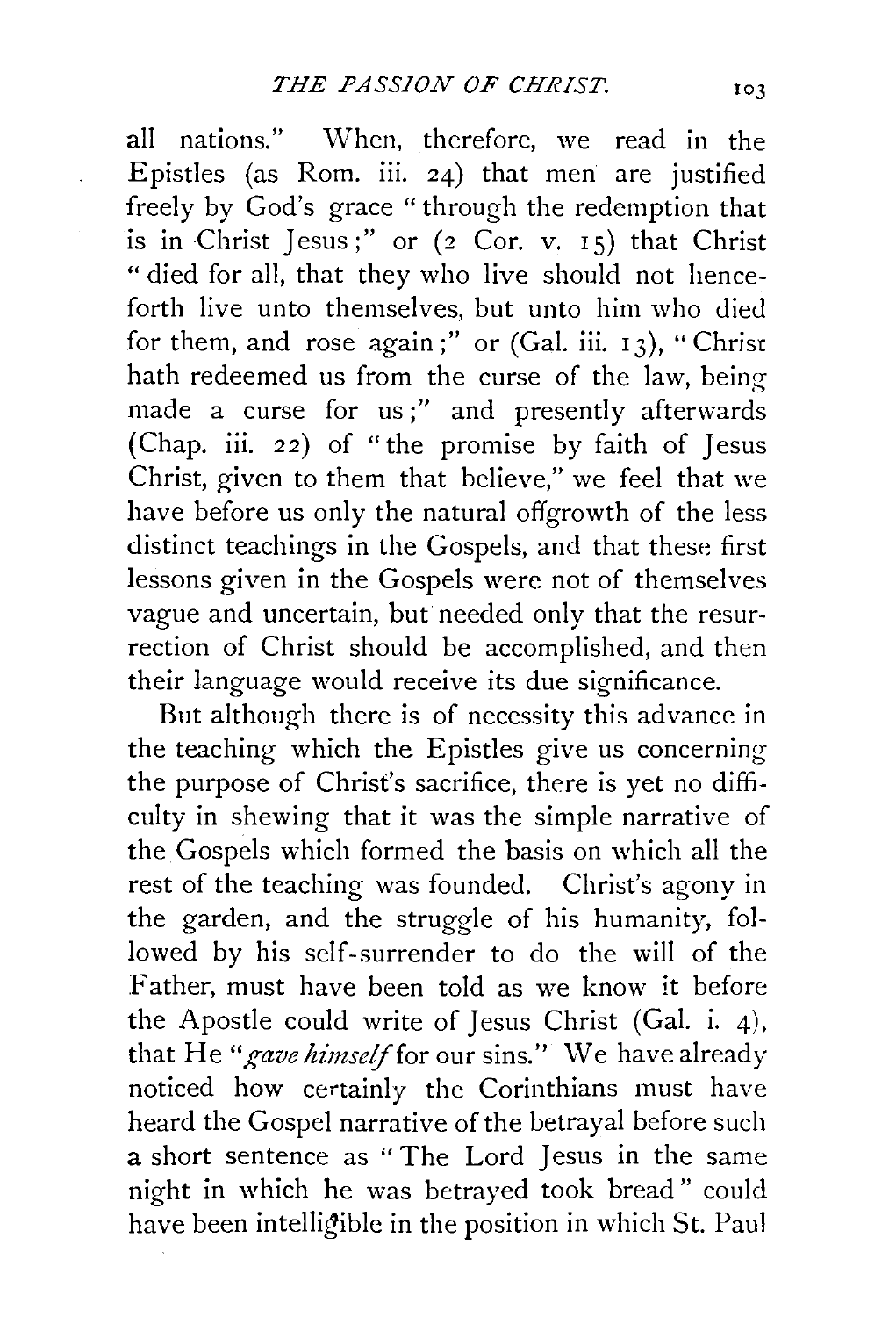all nations." When, therefore, we read in the Epistles (as Rom. iii. 24) that men are justified freely by God's grace "through the redemption that is in Christ Jesus;" or (2 Cor. v. 15) that Christ "died for all, that they who live should not henceforth live unto themselves, but unto him who died for them, and rose again;" or (Gal. iii. 13), "Christ hath redeemed us from the curse of the law, being made a curse for us;" and presently afterwards (Chap. iii. 22) of "the promise by faith of Jesus Christ, given to them that believe," we feel that we have before us only the natural offgrowth of the less distinct teachings in the Gospels, and that these first lessons given in the Gospels were not of themselves vague and uncertain, but needed only that the resurrection of Christ should be accomplished, and then their language would receive its due significance.

But although there is of necessity this advance in the teaching which the Epistles give us concerning the purpose of Christ's sacrifice, there is yet no difficulty in shewing that it was the simple narrative of the Gospels which formed the basis on which all the rest of the teaching was founded. Christ's agony in the garden, and the struggle of his humanity, followed by his self-surrender to do the will of the Father, must have been told as we know it before the Apostle could write of Jesus Christ (Gal. i. 4), that He "*gave himself* for our sins." We have already noticed how certainly the Corinthians must have heard the Gospel narrative of the betrayal before such a short sentence as "The Lord Jesus in the same night in which he was betrayed took bread" could have been intelligible in the position in which St. Paul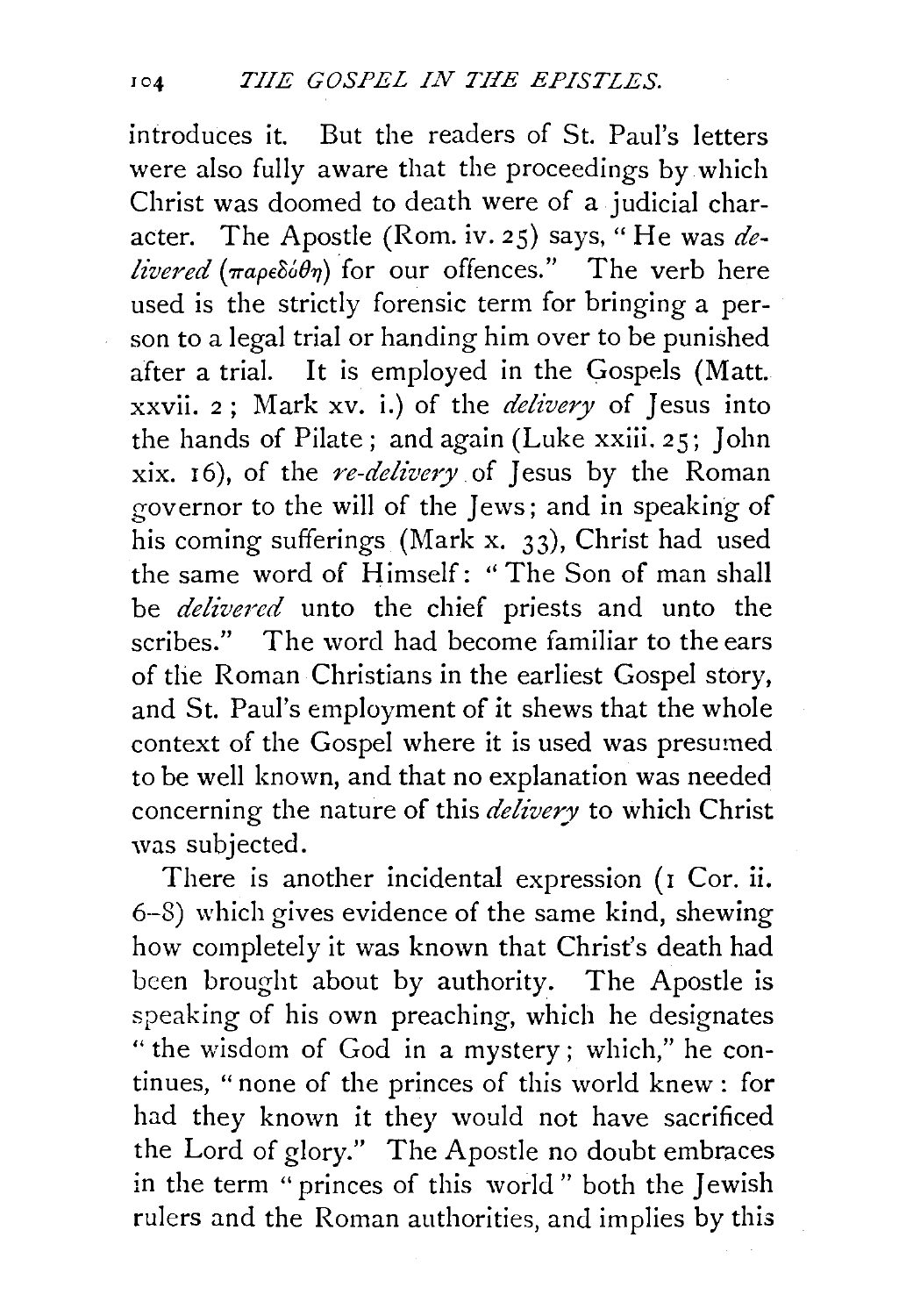introduces it. But the readers of St. Paul's letters were also fully aware that the proceedings by which Christ was doomed to death were of a judicial character. The Apostle (Rom. iv. 25) says, "He was *delivered* (παρεδόθη) for our offences." The verb here used is the strictly forensic term for bringing a person to a legal trial or handing him over to be punished after a trial. It is employed in the Gospels (Matt. xxvii. 2; Mark xv. i.) of the *delivery* of Jesus into the hands of Pilate; and again (Luke xxiii. 25; John xix. 16), of the *re-delivery* of Jesus by the Roman governor to the will of the Jews; and in speaking of his coming sufferings (Mark x. 33), Christ had used the same word of Himself: "The Son of man shall be *delivered* unto the chief priests and unto the scribes." The word had become familiar to the ears of the Roman Christians in the earliest Gospel story, and St. Paul's employment of it shews that the whole context of the Gospel where it is used was presumed to be well known, and that no explanation was needed concerning the nature of this *delivery* to which Christ was subjected.

There is another incidental expression (1 Cor. ii. 6–8) which gives evidence of the same kind, shewing how completely it was known that Christ's death had been brought about by authority. The Apostle is speaking of his own preaching, which he designates "the wisdom of God in a mystery; which," he continues, "none of the princes of this world knew: for had they known it they would not have sacrificed the Lord of glory." The Apostle no doubt embraces in the term "princes of this world" both the Jewish rulers and the Roman authorities, and implies by this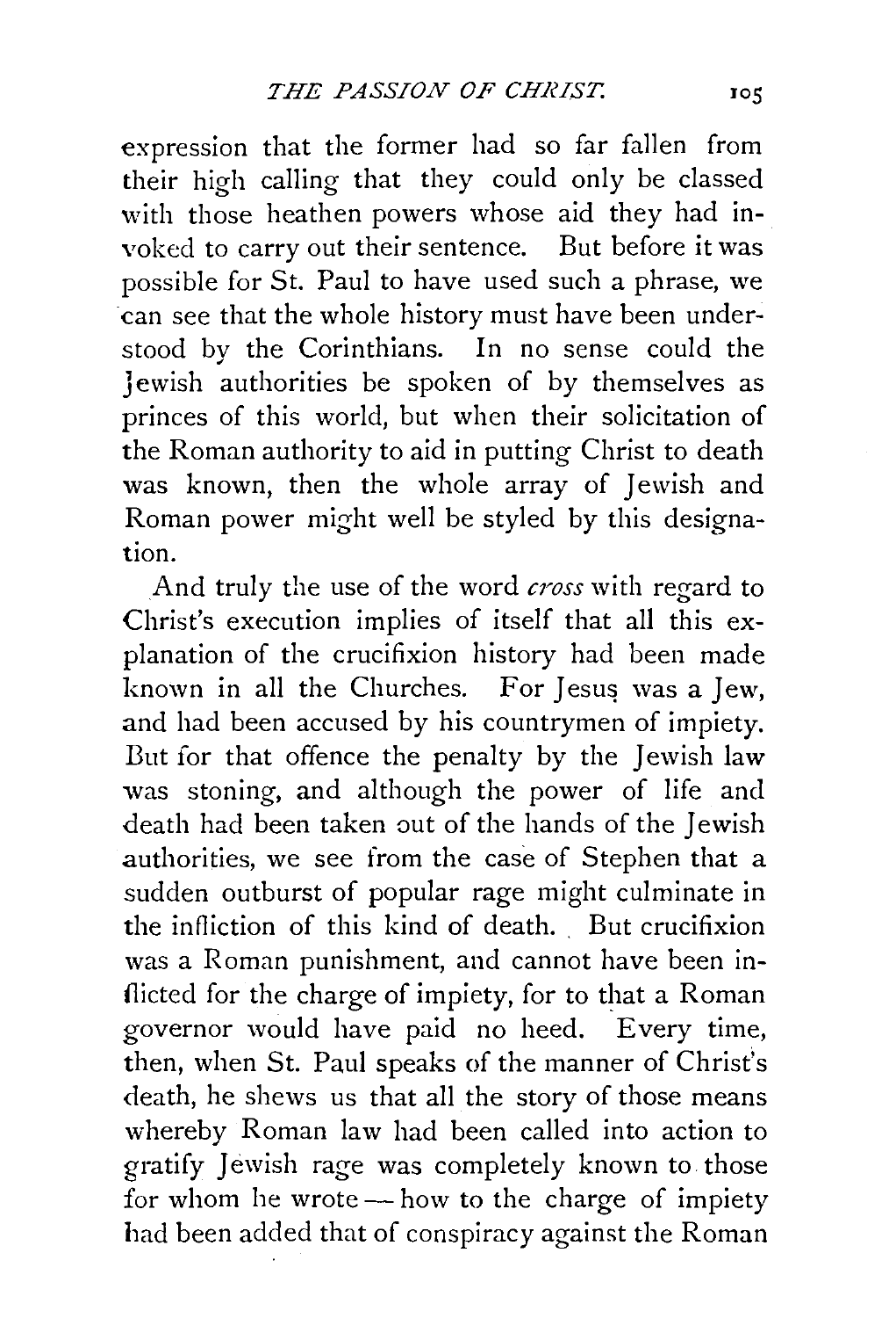expression that the former had so far fallen from their high calling that they could only be classed with those heathen powers whose aid they had invoked to carry out their sentence. But before it was possible for St. Paul to have used such a phrase, we can see that the whole history must have been understood by the Corinthians. In no sense could the Jewish authorities be spoken of by themselves as princes of this world, but when their solicitation of the Roman authority to aid in putting Christ to death was known, then the whole array of Jewish and Roman power might well be styled by this designation.

And truly the use of the word *cross* with regard to Christ's execution implies of itself that all this explanation of the crucifixion history had been made known in all the Churches. For Jesus was a Jew, and had been accused by his countrymen of impiety. But for that offence the penalty by the Jewish law was stoning, and although the power of life and death had been taken out of the hands of the Jewish authorities, we see from the case of Stephen that a sudden outburst of popular rage might culminate in the infliction of this kind of death. But crucifixion was a Roman punishment, and cannot have been inflicted for the charge of impiety, for to that a Roman governor would have paid no heed. Every time, then, when St. Paul speaks of the manner of Christ's death, he shews us that all the story of those means whereby Roman law had been called into action to gratify Jewish rage was completely known to those for whom he wrote — how to the charge of impiety had been added that of conspiracy against the Roman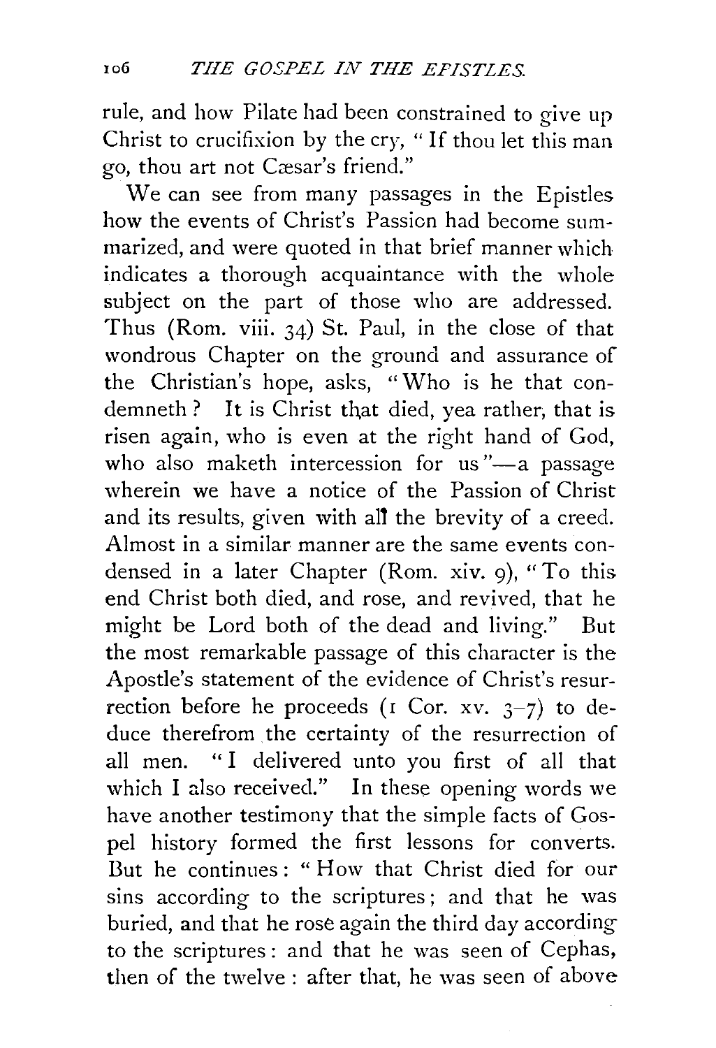rule, and how Pilate had been constrained to give up Christ to crucifixion by the cry, "If thou let this man go, thou art not Cæsar's friend."

We can see from many passages in the Epistles how the events of Christ's Passion had become summarized, and were quoted in that brief manner which indicates a thorough acquaintance with the whole subject on the part of those who are addressed. Thus (Rom. viii. 34) St. Paul, in the close of that wondrous Chapter on the ground and assurance of the Christian's hope, asks, "Who is he that condemneth? It is Christ that died, yea rather, that is risen again, who is even at the right hand of God, who also maketh intercession for us"—a passage wherein we have a notice of the Passion of Christ and its results, given with all the brevity of a creed. Almost in a similar manner are the same events condensed in a later Chapter (Rom. xiv. 9), "To this end Christ both died, and rose, and revived, that he might be Lord both of the dead and living." But the most remarkable passage of this character is the Apostle's statement of the evidence of Christ's resurrection before he proceeds (1 Cor. xv. 3–7) to deduce therefrom the certainty of the resurrection of all men. "I delivered unto you first of all that which I also received." In these opening words we have another testimony that the simple facts of Gospel history formed the first lessons for converts. But he continues: "How that Christ died for our sins according to the scriptures; and that he was buried, and that he rose again the third day according to the scriptures: and that he was seen of Cephas, then of the twelve: after that, he was seen of above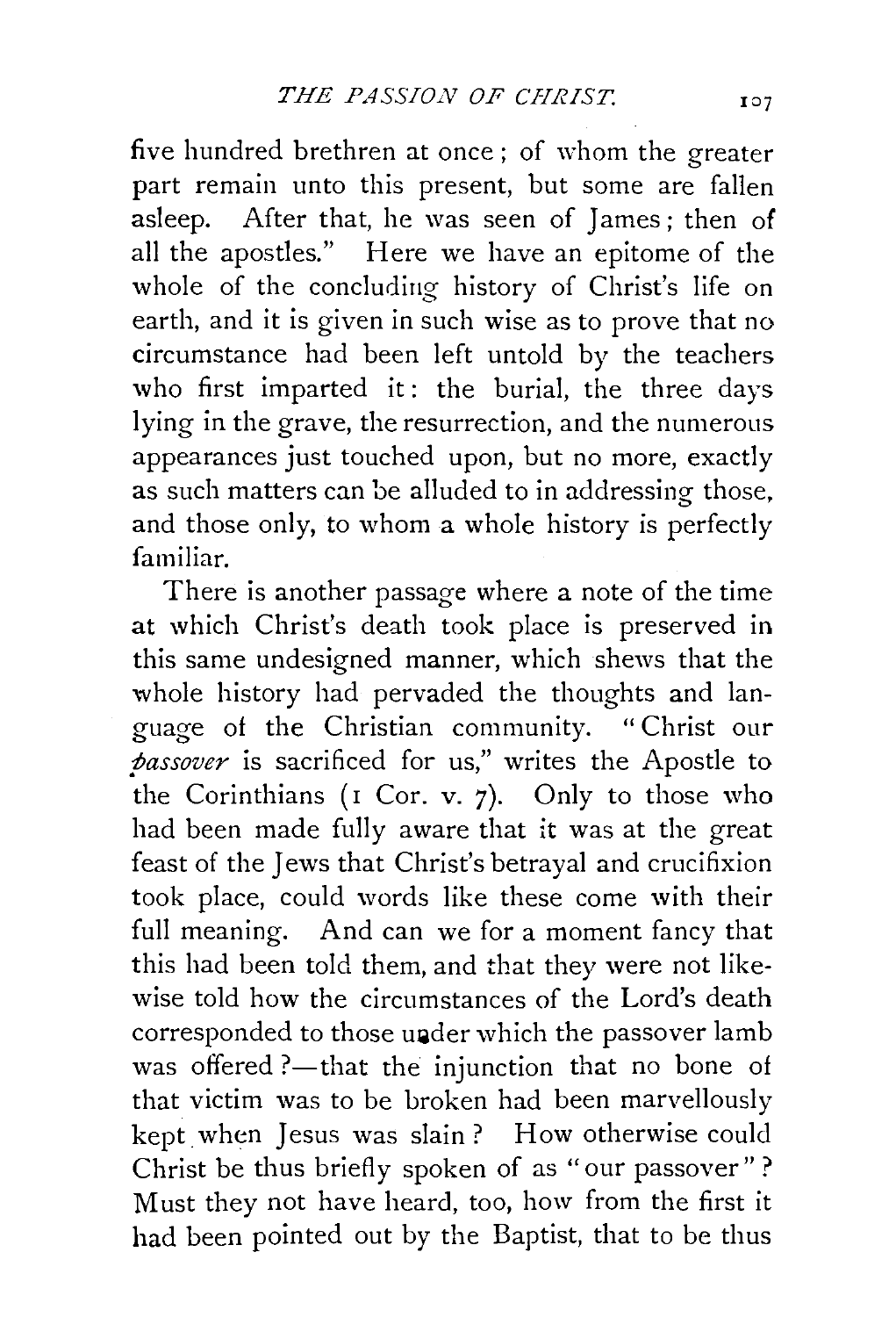five hundred brethren at once; of whom the greater part remain unto this present, but some are fallen asleep. After that, he was seen of James; then of all the apostles." Here we have an epitome of the whole of the concluding history of Christ's life on earth, and it is given in such wise as to prove that no circumstance had been left untold by the teachers who first imparted it: the burial, the three days lying in the grave, the resurrection, and the numerous appearances just touched upon, but no more, exactly as such matters can be alluded to in addressing those, and those only, to whom a whole history is perfectly familiar.

There is another passage where a note of the time at which Christ's death took place is preserved in this same undesigned manner, which shews that the whole history had pervaded the thoughts and language of the Christian community. "Christ our *passover* is sacrificed for us," writes the Apostle to the Corinthians (1 Cor. v. 7). Only to those who had been made fully aware that it was at the great feast of the Jews that Christ's betrayal and crucifixion took place, could words like these come with their full meaning. And can we for a moment fancy that this had been told them, and that they were not likewise told how the circumstances of the Lord's death corresponded to those under which the passover lamb was offered?—that the injunction that no bone of that victim was to be broken had been marvellously kept when Jesus was slain? How otherwise could Christ be thus briefly spoken of as "our passover"? Must they not have heard, too, how from the first it had been pointed out by the Baptist, that to be thus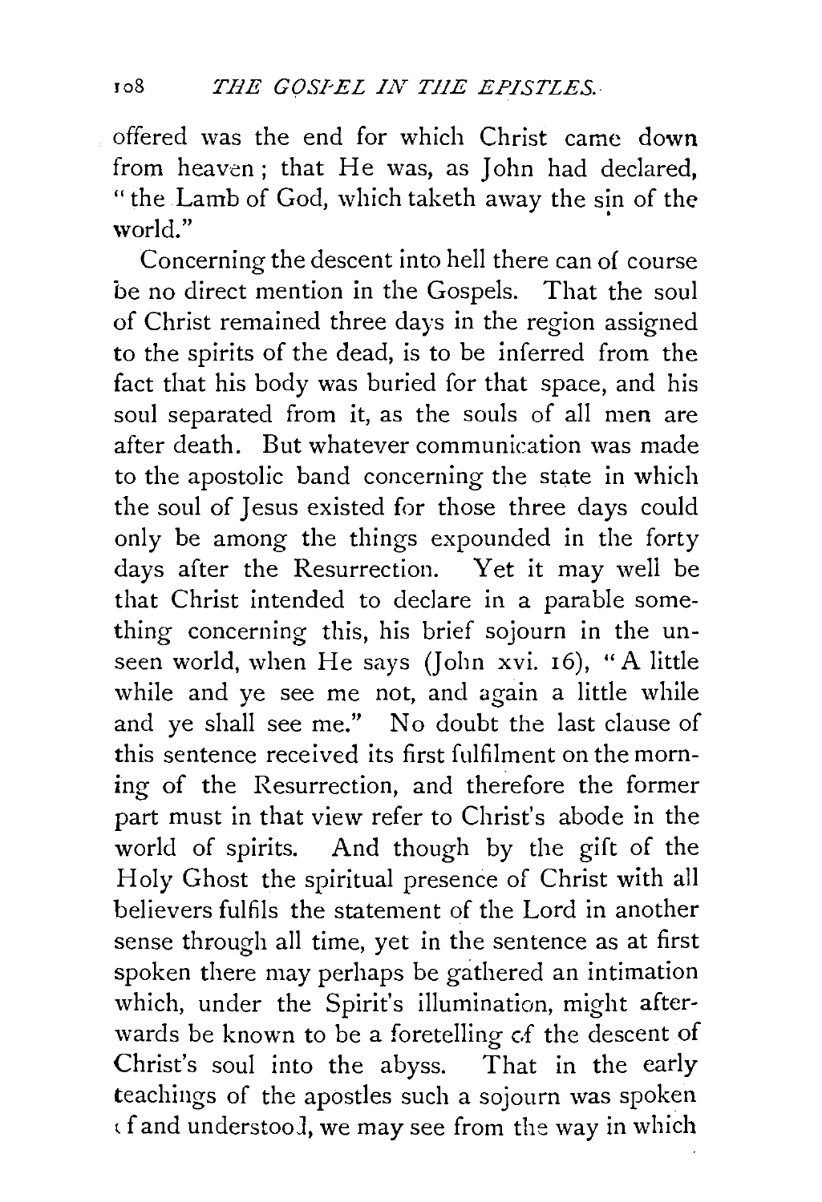offered was the end for which Christ came down from heaven; that He was, as John had declared, "the Lamb of God, which taketh away the sin of the world."

Concerning the descent into hell there can of course be no direct mention in the Gospels. That the soul of Christ remained three days in the region assigned to the spirits of the dead, is to be inferred from the fact that his body was buried for that space, and his soul separated from it, as the souls of all men are after death. But whatever communication was made to the apostolic band concerning the state in which the soul of Jesus existed for those three days could only be among the things expounded in the forty days after the Resurrection. Yet it may well be that Christ intended to declare in a parable something concerning this, his brief sojourn in the unseen world, when He says (John xvi. 16), "A little while and ye see me not, and again a little while and ye shall see me." No doubt the last clause of this sentence received its first fulfilment on the morning of the Resurrection, and therefore the former part must in that view refer to Christ's abode in the world of spirits. And though by the gift of the Holy Ghost the spiritual presence of Christ with all believers fulfils the statement of the Lord in another sense through all time, yet in the sentence as at first spoken there may perhaps be gathered an intimation which, under the Spirit's illumination, might afterwards be known to be a foretelling of the descent of Christ's soul into the abyss. That in the early teachings of the apostles such a sojourn was spoken of and understood, we may see from the way in which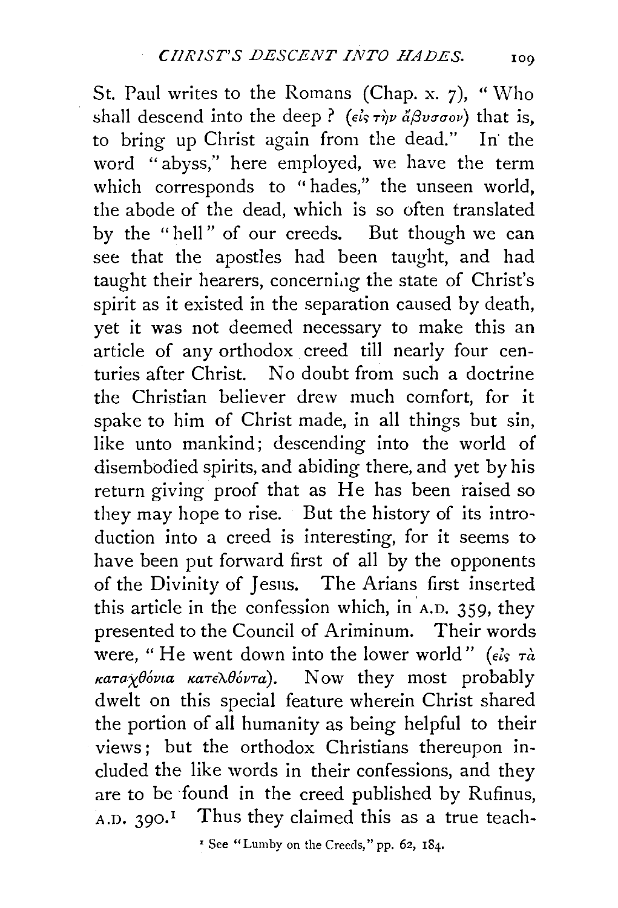St. Paul writes to the Romans (Chap. x. 7), "Who shall descend into the deep? (εἰς τὴν ἄβυσσον) that is, to bring up Christ again from the dead." In the word "abyss," here employed, we have the term which corresponds to "hades," the unseen world, the abode of the dead, which is so often translated by the "hell" of our creeds. But though we can see that the apostles had been taught, and had taught their hearers, concerning the state of Christ's spirit as it existed in the separation caused by death, yet it was not deemed necessary to make this an article of any orthodox creed till nearly four centuries after Christ. No doubt from such a doctrine the Christian believer drew much comfort, for it spake to him of Christ made, in all things but sin, like unto mankind; descending into the world of disembodied spirits, and abiding there, and yet by his return giving proof that as He has been raised so they may hope to rise. But the history of its introduction into a creed is interesting, for it seems to have been put forward first of all by the opponents of the Divinity of Jesus. The Arians first inserted this article in the confession which, in A.D. 359, they presented to the Council of Ariminum. Their words were, "He went down into the lower world" (εἰς τὰ καταχθόνια κατελθόντα). Now they most probably dwelt on this special feature wherein Christ shared the portion of all humanity as being helpful to their views; but the orthodox Christians thereupon included the like words in their confessions, and they are to be found in the creed published by Rufinus, A.D. 390.[1] Thus they claimed this as a true teach-

[1] See "Lumby on the Creeds," pp. 62, 184.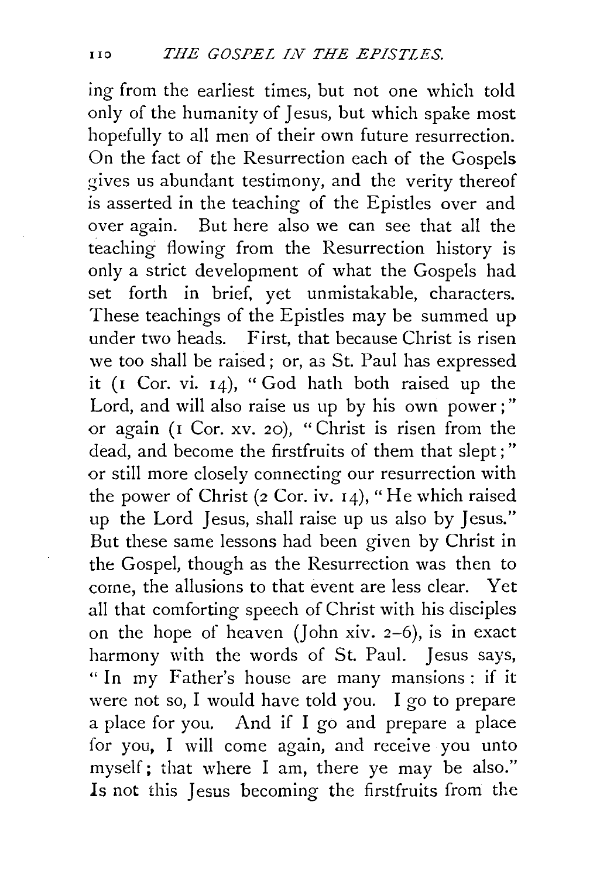ing from the earliest times, but not one which told only of the humanity of Jesus, but which spake most hopefully to all men of their own future resurrection. On the fact of the Resurrection each of the Gospels gives us abundant testimony, and the verity thereof is asserted in the teaching of the Epistles over and over again. But here also we can see that all the teaching flowing from the Resurrection history is only a strict development of what the Gospels had set forth in brief, yet unmistakable, characters. These teachings of the Epistles may be summed up under two heads. First, that because Christ is risen we too shall be raised; or, as St. Paul has expressed it (1 Cor. vi. 14), "God hath both raised up the Lord, and will also raise us up by his own power;" or again (1 Cor. xv. 20), "Christ is risen from the dead, and become the firstfruits of them that slept;" or still more closely connecting our resurrection with the power of Christ (2 Cor. iv. 14), "He which raised up the Lord Jesus, shall raise up us also by Jesus." But these same lessons had been given by Christ in the Gospel, though as the Resurrection was then to come, the allusions to that event are less clear. Yet all that comforting speech of Christ with his disciples on the hope of heaven (John xiv. 2-6), is in exact harmony with the words of St. Paul. Jesus says, "In my Father's house are many mansions: if it were not so, I would have told you. I go to prepare a place for you. And if I go and prepare a place for you, I will come again, and receive you unto myself; that where I am, there ye may be also." Is not this Jesus becoming the firstfruits from the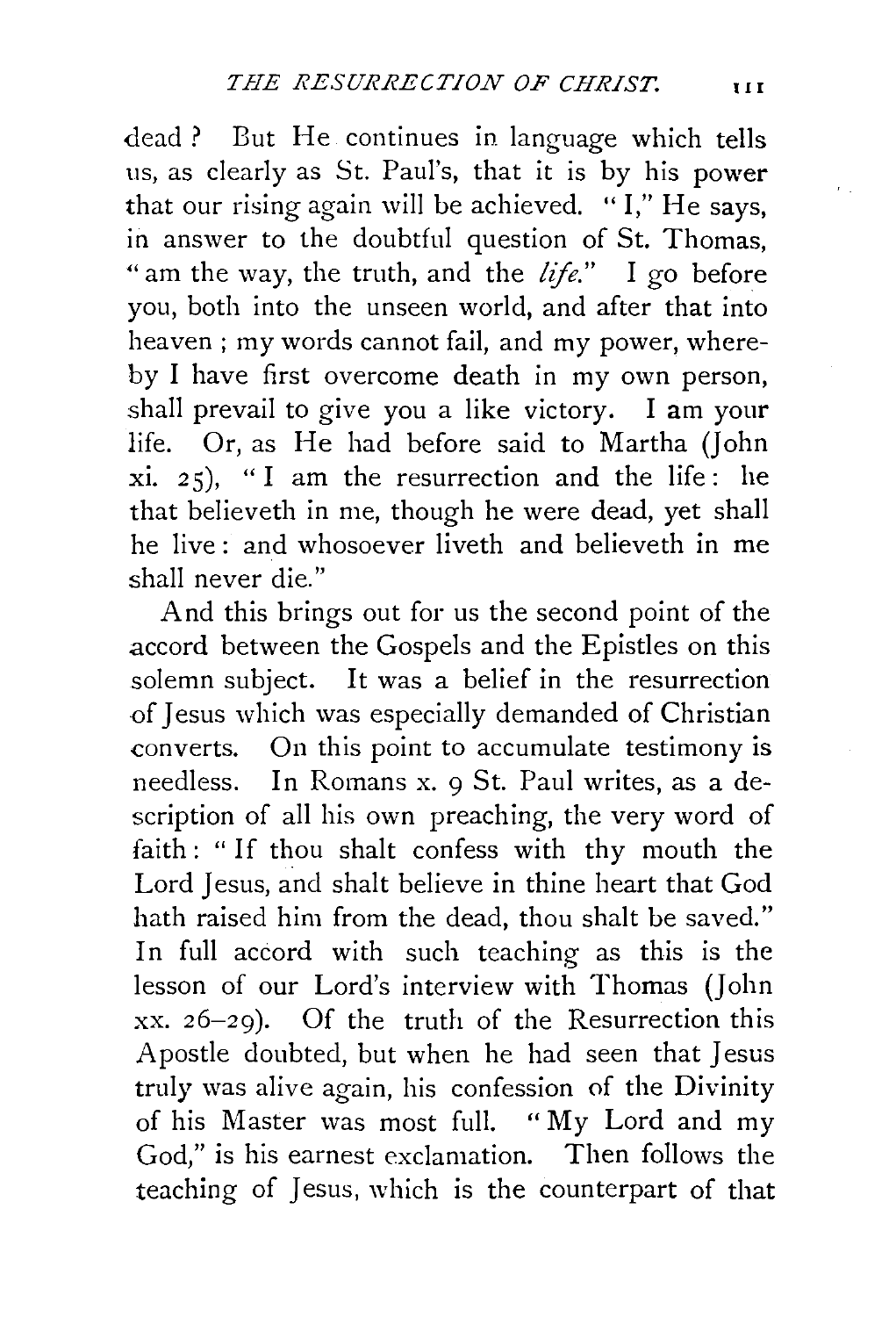dead? But He continues in language which tells us, as clearly as St. Paul's, that it is by his power that our rising again will be achieved. "I," He says, in answer to the doubtful question of St. Thomas, "am the way, the truth, and the *life*." I go before you, both into the unseen world, and after that into heaven; my words cannot fail, and my power, whereby I have first overcome death in my own person, shall prevail to give you a like victory. I am your life. Or, as He had before said to Martha (John xi. 25), "I am the resurrection and the life: he that believeth in me, though he were dead, yet shall he live: and whosoever liveth and believeth in me shall never die."

And this brings out for us the second point of the accord between the Gospels and the Epistles on this solemn subject. It was a belief in the resurrection of Jesus which was especially demanded of Christian converts. On this point to accumulate testimony is needless. In Romans x. 9 St. Paul writes, as a description of all his own preaching, the very word of faith: "If thou shalt confess with thy mouth the Lord Jesus, and shalt believe in thine heart that God hath raised him from the dead, thou shalt be saved." In full accord with such teaching as this is the lesson of our Lord's interview with Thomas (John xx. 26–29). Of the truth of the Resurrection this Apostle doubted, but when he had seen that Jesus truly was alive again, his confession of the Divinity of his Master was most full. "My Lord and my God," is his earnest exclamation. Then follows the teaching of Jesus, which is the counterpart of that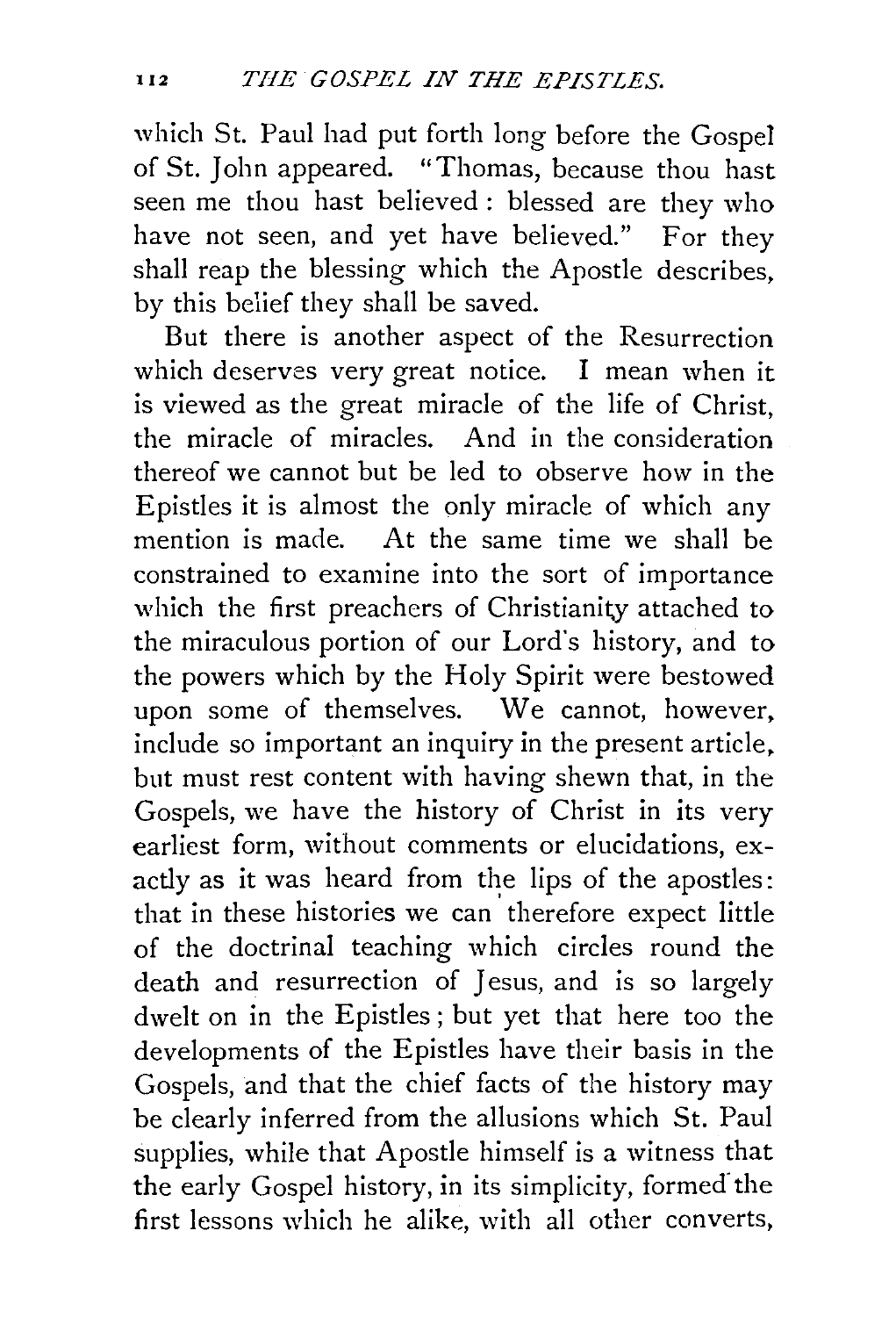which St. Paul had put forth long before the Gospel of St. John appeared. "Thomas, because thou hast seen me thou hast believed: blessed are they who have not seen, and yet have believed." For they shall reap the blessing which the Apostle describes, by this belief they shall be saved.

But there is another aspect of the Resurrection which deserves very great notice. I mean when it is viewed as the great miracle of the life of Christ, the miracle of miracles. And in the consideration thereof we cannot but be led to observe how in the Epistles it is almost the only miracle of which any mention is made. At the same time we shall be constrained to examine into the sort of importance which the first preachers of Christianity attached to the miraculous portion of our Lord's history, and to the powers which by the Holy Spirit were bestowed upon some of themselves. We cannot, however, include so important an inquiry in the present article, but must rest content with having shewn that, in the Gospels, we have the history of Christ in its very earliest form, without comments or elucidations, exactly as it was heard from the lips of the apostles: that in these histories we can therefore expect little of the doctrinal teaching which circles round the death and resurrection of Jesus, and is so largely dwelt on in the Epistles; but yet that here too the developments of the Epistles have their basis in the Gospels, and that the chief facts of the history may be clearly inferred from the allusions which St. Paul supplies, while that Apostle himself is a witness that the early Gospel history, in its simplicity, formed the first lessons which he alike, with all other converts,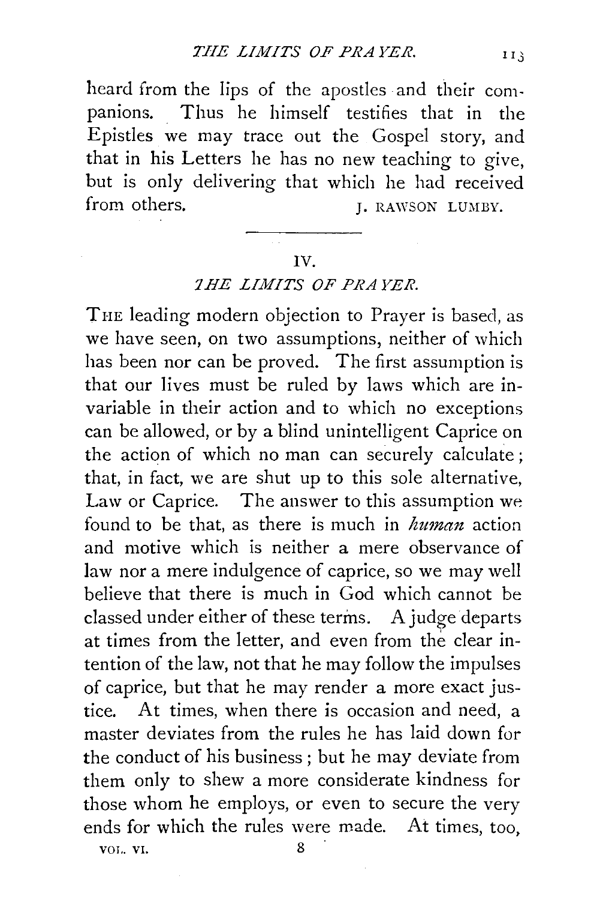heard from the lips of the apostles and their companions. Thus he himself testifies that in the Epistles we may trace out the Gospel story, and that in his Letters he has no new teaching to give, but is only delivering that which he had received from others.

J. RAWSON LUMBY.

---

IV.

## *THE LIMITS OF PRAYER.*

THE leading modern objection to Prayer is based, as we have seen, on two assumptions, neither of which has been nor can be proved. The first assumption is that our lives must be ruled by laws which are invariable in their action and to which no exceptions can be allowed, or by a blind unintelligent Caprice on the action of which no man can securely calculate; that, in fact, we are shut up to this sole alternative, Law or Caprice. The answer to this assumption we found to be that, as there is much in *human* action and motive which is neither a mere observance of law nor a mere indulgence of caprice, so we may well believe that there is much in God which cannot be classed under either of these terms. A judge departs at times from the letter, and even from the clear intention of the law, not that he may follow the impulses of caprice, but that he may render a more exact justice. At times, when there is occasion and need, a master deviates from the rules he has laid down for the conduct of his business; but he may deviate from them only to shew a more considerate kindness for those whom he employs, or even to secure the very ends for which the rules were made. At times, too,